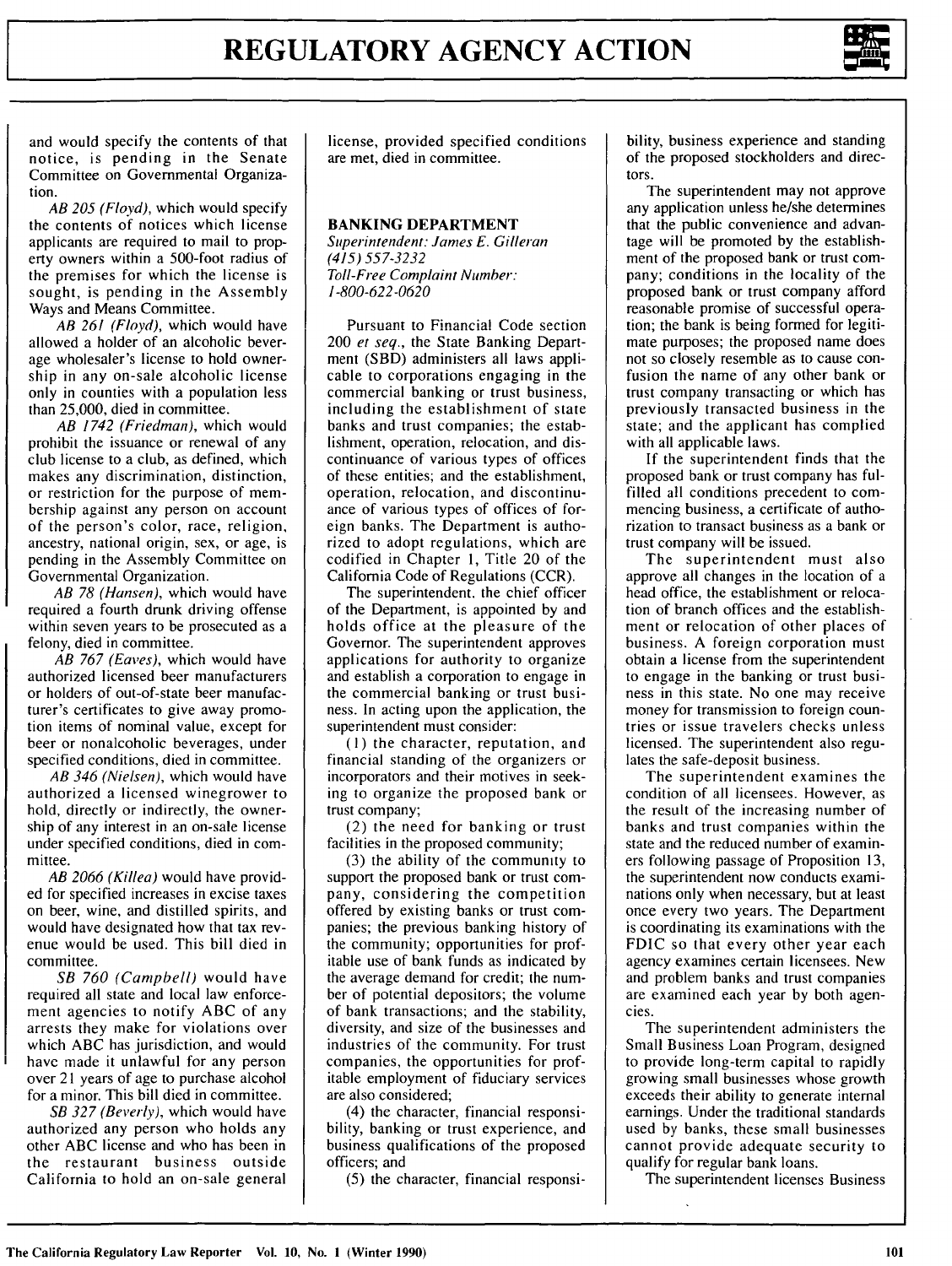and would specify the contents of that notice, is pending in the Senate Committee on Governmental Organization.

*AB 205 (Floyd)*, which would specify the contents of notices which license applicants are required to mail to property owners within a 500-foot radius of the premises for which the license is sought, is pending in the Assembly Ways and Means Committee.

*AB 261 (Floyd)*, which would have allowed a holder of an alcoholic beverage wholesaler's license to hold ownership in any on-sale alcoholic license only in counties with a population less than 25,000, died in committee.

*AB 1742 (Friedman)*, which would prohibit the issuance or renewal of any club license to a club, as defined, which makes any discrimination, distinction, or restriction for the purpose of membership against any person on account of the person's color, race, religion, ancestry, national origin, sex, or age, is pending in the Assembly Committee on Governmental Organization.

*AB 78 (Hansen)*, which would have required a fourth drunk driving offense within seven years to be prosecuted as a felony, died in committee.

*AB 767 (Eaves)*, which would have authorized licensed beer manufacturers or holders of out-of-state beer manufacturer's certificates to give away promotion items of nominal value, except for beer or nonalcoholic beverages, under specified conditions, died in committee.

*AB 346 (Nielsen)*, which would have authorized a licensed winegrower to hold, directly or indirectly, the ownership of any interest in an on-sale license under specified conditions, died in committee.

*AB 2066 (Killea)* would have provided for specified increases in excise taxes on beer, wine, and distilled spirits, and would have designated how that tax revenue would be used. This bill died in committee.

*SB 760 (Campbell)* would have required all state and local law enforcement agencies to notify ABC of any arrests they make for violations over which ABC has jurisdiction, and would have made it unlawful for any person over 21 years of age to purchase alcohol for a minor. This bill died in committee.

*SB 327 (Beverly)*, which would have authorized any person who holds any other ABC license and who has been in the restaurant business outside California to hold an on-sale general license, provided specified conditions are met, died in committee.

## BANKING DEPARTMENT

*Superintendent: James E. Gilleran*
*(415) 557-3232*
*Toll-Free Complaint Number:*
*1-800-622-0620*

Pursuant to Financial Code section 200 *et seq.*, the State Banking Department (SBD) administers all laws applicable to corporations engaging in the commercial banking or trust business, including the establishment of state banks and trust companies; the establishment, operation, relocation, and discontinuance of various types of offices of these entities; and the establishment, operation, relocation, and discontinuance of various types of offices of foreign banks. The Department is authorized to adopt regulations, which are codified in Chapter 1, Title 20 of the California Code of Regulations (CCR).

The superintendent, the chief officer of the Department, is appointed by and holds office at the pleasure of the Governor. The superintendent approves applications for authority to organize and establish a corporation to engage in the commercial banking or trust business. In acting upon the application, the superintendent must consider:

(1) the character, reputation, and financial standing of the organizers or incorporators and their motives in seeking to organize the proposed bank or trust company;

(2) the need for banking or trust facilities in the proposed community;

(3) the ability of the community to support the proposed bank or trust company, considering the competition offered by existing banks or trust companies; the previous banking history of the community; opportunities for profitable use of bank funds as indicated by the average demand for credit; the number of potential depositors; the volume of bank transactions; and the stability, diversity, and size of the businesses and industries of the community. For trust companies, the opportunities for profitable employment of fiduciary services are also considered;

(4) the character, financial responsibility, banking or trust experience, and business qualifications of the proposed officers; and

(5) the character, financial responsibility, business experience and standing of the proposed stockholders and directors.

The superintendent may not approve any application unless he/she determines that the public convenience and advantage will be promoted by the establishment of the proposed bank or trust company; conditions in the locality of the proposed bank or trust company afford reasonable promise of successful operation; the bank is being formed for legitimate purposes; the proposed name does not so closely resemble as to cause confusion the name of any other bank or trust company transacting or which has previously transacted business in the state; and the applicant has complied with all applicable laws.

If the superintendent finds that the proposed bank or trust company has fulfilled all conditions precedent to commencing business, a certificate of authorization to transact business as a bank or trust company will be issued.

The superintendent must also approve all changes in the location of a head office, the establishment or relocation of branch offices and the establishment or relocation of other places of business. A foreign corporation must obtain a license from the superintendent to engage in the banking or trust business in this state. No one may receive money for transmission to foreign countries or issue travelers checks unless licensed. The superintendent also regulates the safe-deposit business.

The superintendent examines the condition of all licensees. However, as the result of the increasing number of banks and trust companies within the state and the reduced number of examiners following passage of Proposition 13, the superintendent now conducts examinations only when necessary, but at least once every two years. The Department is coordinating its examinations with the FDIC so that every other year each agency examines certain licensees. New and problem banks and trust companies are examined each year by both agencies.

The superintendent administers the Small Business Loan Program, designed to provide long-term capital to rapidly growing small businesses whose growth exceeds their ability to generate internal earnings. Under the traditional standards used by banks, these small businesses cannot provide adequate security to qualify for regular bank loans.

The superintendent licenses Business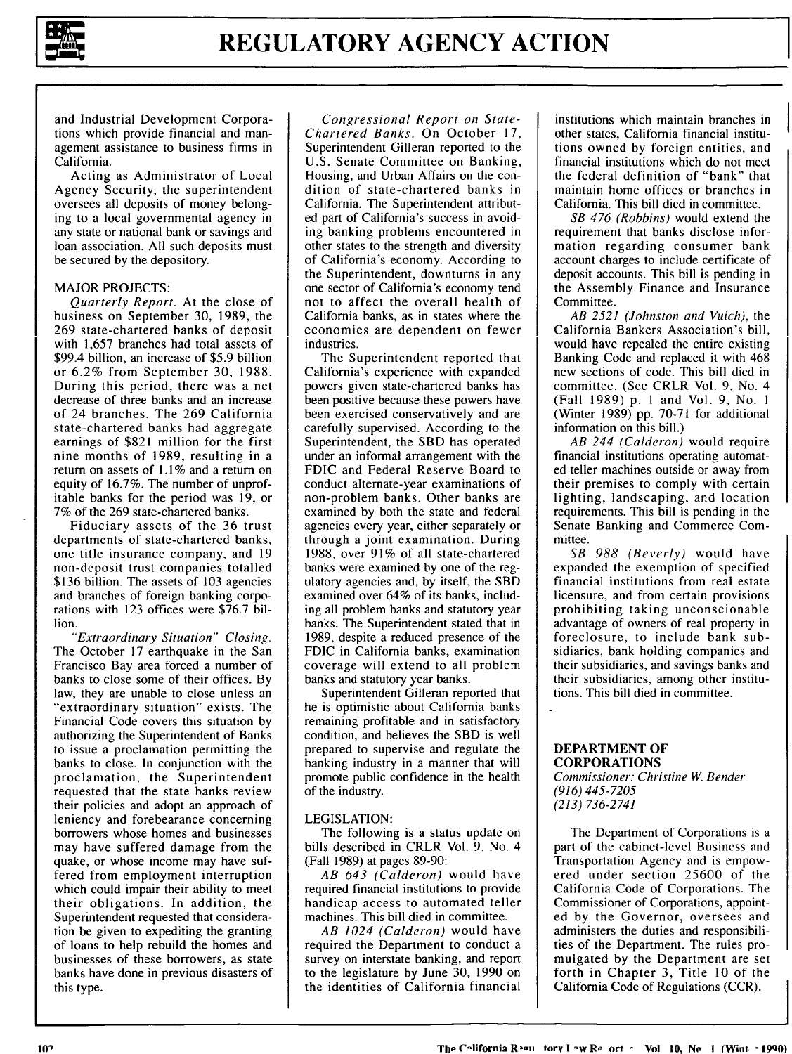and Industrial Development Corporations which provide financial and management assistance to business firms in California.

Acting as Administrator of Local Agency Security, the superintendent oversees all deposits of money belonging to a local governmental agency in any state or national bank or savings and loan association. All such deposits must be secured by the depository.

MAJOR PROJECTS:

*Quarterly Report.* At the close of business on September 30, 1989, the 269 state-chartered banks of deposit with 1,657 branches had total assets of $99.4 billion, an increase of $5.9 billion or 6.2% from September 30, 1988. During this period, there was a net decrease of three banks and an increase of 24 branches. The 269 California state-chartered banks had aggregate earnings of $821 million for the first nine months of 1989, resulting in a return on assets of 1.1% and a return on equity of 16.7%. The number of unprofitable banks for the period was 19, or 7% of the 269 state-chartered banks.

Fiduciary assets of the 36 trust departments of state-chartered banks, one title insurance company, and 19 non-deposit trust companies totalled $136 billion. The assets of 103 agencies and branches of foreign banking corporations with 123 offices were $76.7 billion.

*"Extraordinary Situation" Closing.* The October 17 earthquake in the San Francisco Bay area forced a number of banks to close some of their offices. By law, they are unable to close unless an "extraordinary situation" exists. The Financial Code covers this situation by authorizing the Superintendent of Banks to issue a proclamation permitting the banks to close. In conjunction with the proclamation, the Superintendent requested that the state banks review their policies and adopt an approach of leniency and forebearance concerning borrowers whose homes and businesses may have suffered damage from the quake, or whose income may have suffered from employment interruption which could impair their ability to meet their obligations. In addition, the Superintendent requested that consideration be given to expediting the granting of loans to help rebuild the homes and businesses of these borrowers, as state banks have done in previous disasters of this type.

*Congressional Report on State-Chartered Banks.* On October 17, Superintendent Gilleran reported to the U.S. Senate Committee on Banking, Housing, and Urban Affairs on the condition of state-chartered banks in California. The Superintendent attributed part of California's success in avoiding banking problems encountered in other states to the strength and diversity of California's economy. According to the Superintendent, downturns in any one sector of California's economy tend not to affect the overall health of California banks, as in states where the economies are dependent on fewer industries.

The Superintendent reported that California's experience with expanded powers given state-chartered banks has been positive because these powers have been exercised conservatively and are carefully supervised. According to the Superintendent, the SBD has operated under an informal arrangement with the FDIC and Federal Reserve Board to conduct alternate-year examinations of non-problem banks. Other banks are examined by both the state and federal agencies every year, either separately or through a joint examination. During 1988, over 91% of all state-chartered banks were examined by one of the regulatory agencies and, by itself, the SBD examined over 64% of its banks, including all problem banks and statutory year banks. The Superintendent stated that in 1989, despite a reduced presence of the FDIC in California banks, examination coverage will extend to all problem banks and statutory year banks.

Superintendent Gilleran reported that he is optimistic about California banks remaining profitable and in satisfactory condition, and believes the SBD is well prepared to supervise and regulate the banking industry in a manner that will promote public confidence in the health of the industry.

LEGISLATION:

The following is a status update on bills described in CRLR Vol. 9, No. 4 (Fall 1989) at pages 89-90:

*AB 643 (Calderon)* would have required financial institutions to provide handicap access to automated teller machines. This bill died in committee.

*AB 1024 (Calderon)* would have required the Department to conduct a survey on interstate banking, and report to the legislature by June 30, 1990 on the identities of California financial institutions which maintain branches in other states, California financial institutions owned by foreign entities, and financial institutions which do not meet the federal definition of "bank" that maintain home offices or branches in California. This bill died in committee.

*SB 476 (Robbins)* would extend the requirement that banks disclose information regarding consumer bank account charges to include certificate of deposit accounts. This bill is pending in the Assembly Finance and Insurance Committee.

*AB 2521 (Johnston and Vuich)*, the California Bankers Association's bill, would have repealed the entire existing Banking Code and replaced it with 468 new sections of code. This bill died in committee. (See CRLR Vol. 9, No. 4 (Fall 1989) p. 1 and Vol. 9, No. 1 (Winter 1989) pp. 70-71 for additional information on this bill.)

*AB 244 (Calderon)* would require financial institutions operating automated teller machines outside or away from their premises to comply with certain lighting, landscaping, and location requirements. This bill is pending in the Senate Banking and Commerce Committee.

*SB 988 (Beverly)* would have expanded the exemption of specified financial institutions from real estate licensure, and from certain provisions prohibiting taking unconscionable advantage of owners of real property in foreclosure, to include bank subsidiaries, bank holding companies and their subsidiaries, and savings banks and their subsidiaries, among other institutions. This bill died in committee.

## DEPARTMENT OF CORPORATIONS

*Commissioner: Christine W. Bender*
*(916) 445-7205*
*(213) 736-2741*

The Department of Corporations is a part of the cabinet-level Business and Transportation Agency and is empowered under section 25600 of the California Code of Corporations. The Commissioner of Corporations, appointed by the Governor, oversees and administers the duties and responsibilities of the Department. The rules promulgated by the Department are set forth in Chapter 3, Title 10 of the California Code of Regulations (CCR).